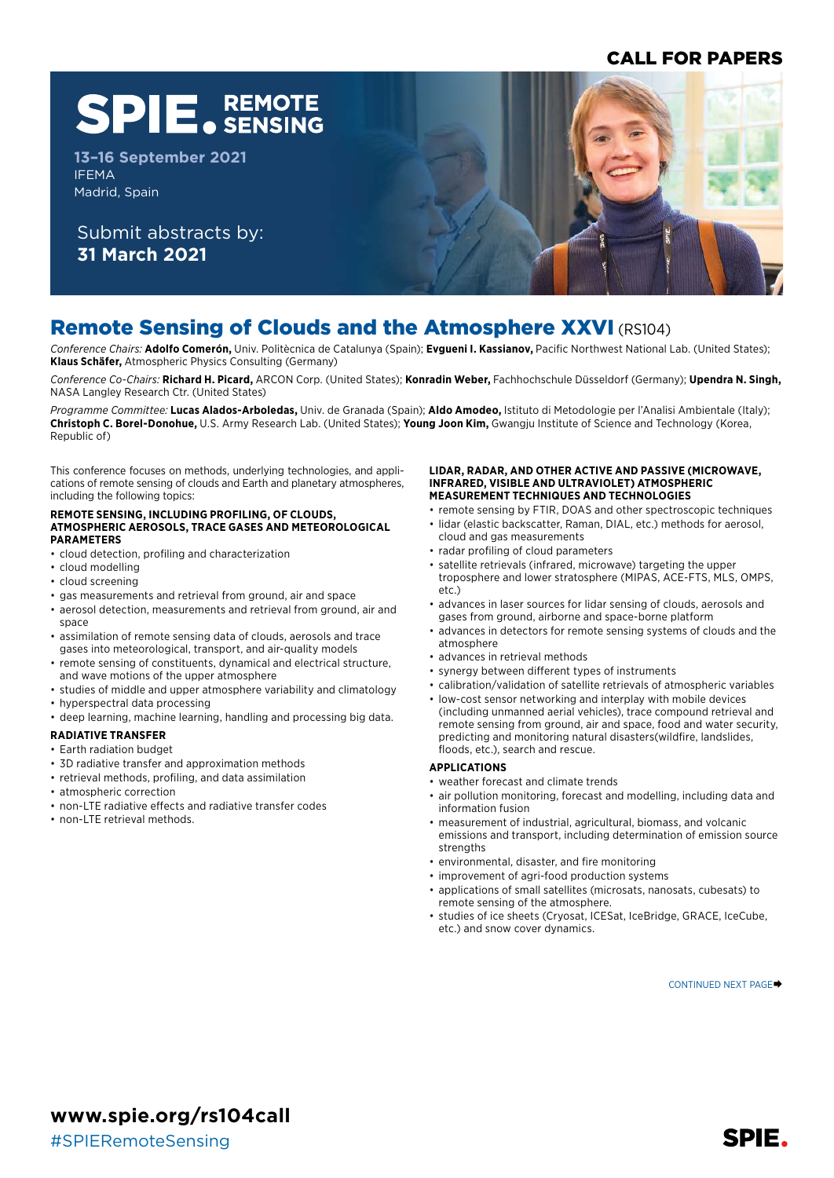CALL FOR PAPERS

# SPIE. REMOTE SENSING

**13–16 September 2021**
IFEMA
Madrid, Spain

Submit abstracts by:
**31 March 2021**

## Remote Sensing of Clouds and the Atmosphere XXVI (RS104)

*Conference Chairs:* **Adolfo Comerón,** Univ. Politècnica de Catalunya (Spain); **Evgueni I. Kassianov,** Pacific Northwest National Lab. (United States); **Klaus Schäfer,** Atmospheric Physics Consulting (Germany)

*Conference Co-Chairs:* **Richard H. Picard,** ARCON Corp. (United States); **Konradin Weber,** Fachhochschule Düsseldorf (Germany); **Upendra N. Singh,** NASA Langley Research Ctr. (United States)

*Programme Committee:* **Lucas Alados-Arboledas,** Univ. de Granada (Spain); **Aldo Amodeo,** Istituto di Metodologie per l'Analisi Ambientale (Italy); **Christoph C. Borel-Donohue,** U.S. Army Research Lab. (United States); **Young Joon Kim,** Gwangju Institute of Science and Technology (Korea, Republic of)

This conference focuses on methods, underlying technologies, and applications of remote sensing of clouds and Earth and planetary atmospheres, including the following topics:

### REMOTE SENSING, INCLUDING PROFILING, OF CLOUDS, ATMOSPHERIC AEROSOLS, TRACE GASES AND METEOROLOGICAL PARAMETERS

- cloud detection, profiling and characterization
- cloud modelling
- cloud screening
- gas measurements and retrieval from ground, air and space
- aerosol detection, measurements and retrieval from ground, air and space
- assimilation of remote sensing data of clouds, aerosols and trace gases into meteorological, transport, and air-quality models
- remote sensing of constituents, dynamical and electrical structure, and wave motions of the upper atmosphere
- studies of middle and upper atmosphere variability and climatology
- hyperspectral data processing
- deep learning, machine learning, handling and processing big data.

### RADIATIVE TRANSFER

- Earth radiation budget
- 3D radiative transfer and approximation methods
- retrieval methods, profiling, and data assimilation
- atmospheric correction
- non-LTE radiative effects and radiative transfer codes
- non-LTE retrieval methods.

### LIDAR, RADAR, AND OTHER ACTIVE AND PASSIVE (MICROWAVE, INFRARED, VISIBLE AND ULTRAVIOLET) ATMOSPHERIC MEASUREMENT TECHNIQUES AND TECHNOLOGIES

- remote sensing by FTIR, DOAS and other spectroscopic techniques
- lidar (elastic backscatter, Raman, DIAL, etc.) methods for aerosol, cloud and gas measurements
- radar profiling of cloud parameters
- satellite retrievals (infrared, microwave) targeting the upper troposphere and lower stratosphere (MIPAS, ACE-FTS, MLS, OMPS, etc.)
- advances in laser sources for lidar sensing of clouds, aerosols and gases from ground, airborne and space-borne platform
- advances in detectors for remote sensing systems of clouds and the atmosphere
- advances in retrieval methods
- synergy between different types of instruments
- calibration/validation of satellite retrievals of atmospheric variables
- low-cost sensor networking and interplay with mobile devices (including unmanned aerial vehicles), trace compound retrieval and remote sensing from ground, air and space, food and water security, predicting and monitoring natural disasters(wildfire, landslides, floods, etc.), search and rescue.

### APPLICATIONS

- weather forecast and climate trends
- air pollution monitoring, forecast and modelling, including data and information fusion
- measurement of industrial, agricultural, biomass, and volcanic emissions and transport, including determination of emission source strengths
- environmental, disaster, and fire monitoring
- improvement of agri-food production systems
- applications of small satellites (microsats, nanosats, cubesats) to remote sensing of the atmosphere.
- studies of ice sheets (Cryosat, ICESat, IceBridge, GRACE, IceCube, etc.) and snow cover dynamics.

CONTINUED NEXT PAGE➡

**www.spie.org/rs104call**
#SPIERemoteSensing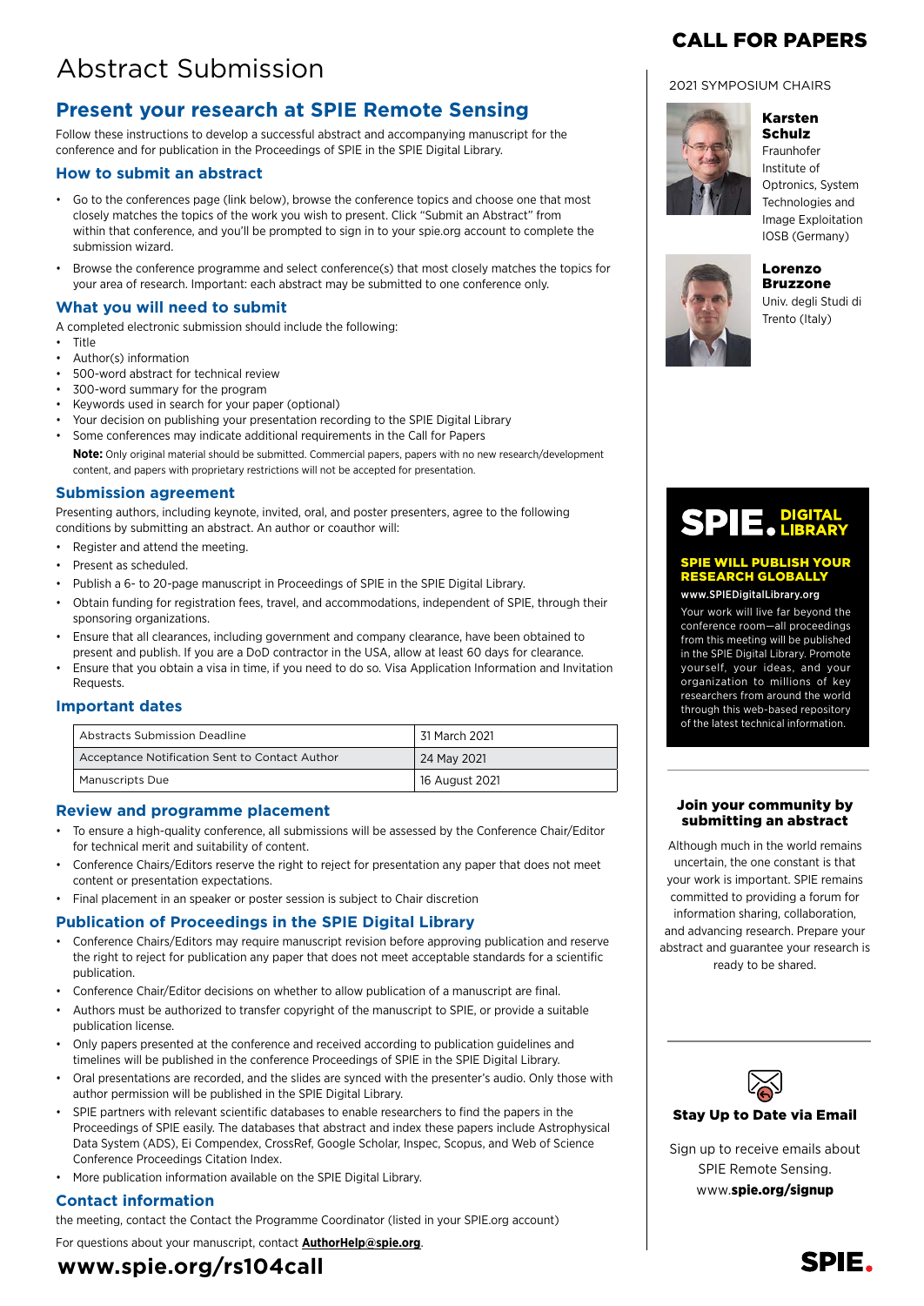# Abstract Submission

## Present your research at SPIE Remote Sensing

Follow these instructions to develop a successful abstract and accompanying manuscript for the conference and for publication in the Proceedings of SPIE in the SPIE Digital Library.

### How to submit an abstract

- Go to the conferences page (link below), browse the conference topics and choose one that most closely matches the topics of the work you wish to present. Click "Submit an Abstract" from within that conference, and you'll be prompted to sign in to your spie.org account to complete the submission wizard.
- Browse the conference programme and select conference(s) that most closely matches the topics for your area of research. Important: each abstract may be submitted to one conference only.

### What you will need to submit

A completed electronic submission should include the following:

- Title
- Author(s) information
- 500-word abstract for technical review
- 300-word summary for the program
- Keywords used in search for your paper (optional)
- Your decision on publishing your presentation recording to the SPIE Digital Library
- Some conferences may indicate additional requirements in the Call for Papers

**Note:** Only original material should be submitted. Commercial papers, papers with no new research/development content, and papers with proprietary restrictions will not be accepted for presentation.

### Submission agreement

Presenting authors, including keynote, invited, oral, and poster presenters, agree to the following conditions by submitting an abstract. An author or coauthor will:

- Register and attend the meeting.
- Present as scheduled.
- Publish a 6- to 20-page manuscript in Proceedings of SPIE in the SPIE Digital Library.
- Obtain funding for registration fees, travel, and accommodations, independent of SPIE, through their sponsoring organizations.
- Ensure that all clearances, including government and company clearance, have been obtained to present and publish. If you are a DoD contractor in the USA, allow at least 60 days for clearance.
- Ensure that you obtain a visa in time, if you need to do so. Visa Application Information and Invitation Requests.

### Important dates

| | |
|---|---|
| Abstracts Submission Deadline | 31 March 2021 |
| Acceptance Notification Sent to Contact Author | 24 May 2021 |
| Manuscripts Due | 16 August 2021 |

### Review and programme placement

- To ensure a high-quality conference, all submissions will be assessed by the Conference Chair/Editor for technical merit and suitability of content.
- Conference Chairs/Editors reserve the right to reject for presentation any paper that does not meet content or presentation expectations.
- Final placement in an speaker or poster session is subject to Chair discretion

### Publication of Proceedings in the SPIE Digital Library

- Conference Chairs/Editors may require manuscript revision before approving publication and reserve the right to reject for publication any paper that does not meet acceptable standards for a scientific publication.
- Conference Chair/Editor decisions on whether to allow publication of a manuscript are final.
- Authors must be authorized to transfer copyright of the manuscript to SPIE, or provide a suitable publication license.
- Only papers presented at the conference and received according to publication guidelines and timelines will be published in the conference Proceedings of SPIE in the SPIE Digital Library.
- Oral presentations are recorded, and the slides are synced with the presenter's audio. Only those with author permission will be published in the SPIE Digital Library.
- SPIE partners with relevant scientific databases to enable researchers to find the papers in the Proceedings of SPIE easily. The databases that abstract and index these papers include Astrophysical Data System (ADS), Ei Compendex, CrossRef, Google Scholar, Inspec, Scopus, and Web of Science Conference Proceedings Citation Index.
- More publication information available on the SPIE Digital Library.

### Contact information

the meeting, contact the Contact the Programme Coordinator (listed in your SPIE.org account)

For questions about your manuscript, contact **AuthorHelp@spie.org**.

**www.spie.org/rs104call**

## CALL FOR PAPERS

2021 SYMPOSIUM CHAIRS

**Karsten Schulz**
Fraunhofer Institute of Optronics, System Technologies and Image Exploitation IOSB (Germany)

**Lorenzo Bruzzone**
Univ. degli Studi di Trento (Italy)

**SPIE. DIGITAL LIBRARY**

**SPIE WILL PUBLISH YOUR RESEARCH GLOBALLY**

**www.SPIEDigitalLibrary.org**

Your work will live far beyond the conference room—all proceedings from this meeting will be published in the SPIE Digital Library. Promote yourself, your ideas, and your organization to millions of key researchers from around the world through this web-based repository of the latest technical information.

**Join your community by submitting an abstract**

Although much in the world remains uncertain, the one constant is that your work is important. SPIE remains committed to providing a forum for information sharing, collaboration, and advancing research. Prepare your abstract and guarantee your research is ready to be shared.

**Stay Up to Date via Email**

Sign up to receive emails about SPIE Remote Sensing.
www.**spie.org/signup**

SPIE.